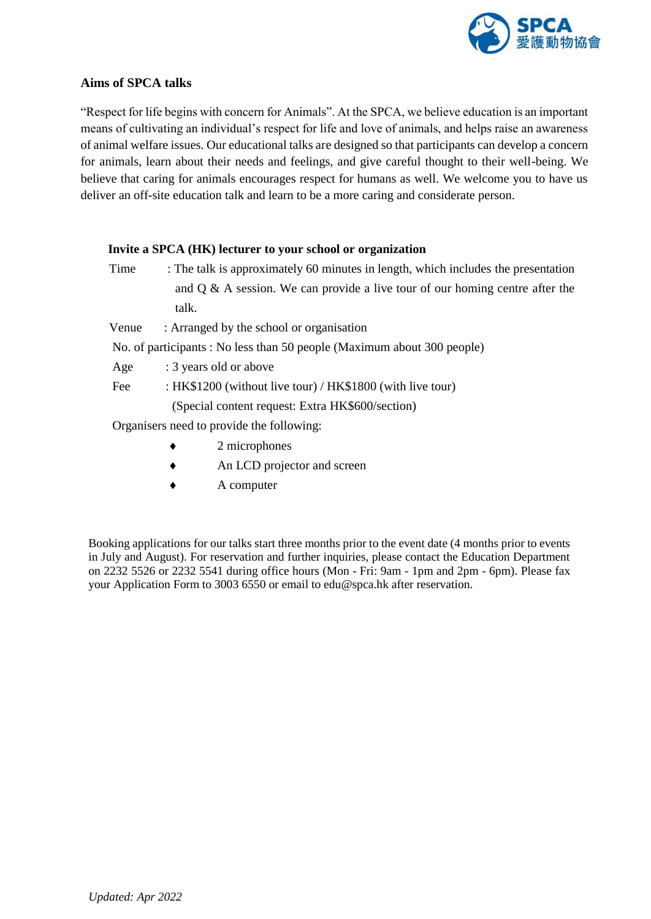SPCA 愛護動物協會

## Aims of SPCA talks

"Respect for life begins with concern for Animals". At the SPCA, we believe education is an important means of cultivating an individual's respect for life and love of animals, and helps raise an awareness of animal welfare issues. Our educational talks are designed so that participants can develop a concern for animals, learn about their needs and feelings, and give careful thought to their well-being. We believe that caring for animals encourages respect for humans as well. We welcome you to have us deliver an off-site education talk and learn to be a more caring and considerate person.

### Invite a SPCA (HK) lecturer to your school or organization

Time : The talk is approximately 60 minutes in length, which includes the presentation and Q & A session. We can provide a live tour of our homing centre after the talk.

Venue : Arranged by the school or organisation

No. of participants : No less than 50 people (Maximum about 300 people)

Age : 3 years old or above

Fee : HK$1200 (without live tour) / HK$1800 (with live tour)
(Special content request: Extra HK$600/section)

Organisers need to provide the following:

- 2 microphones
- An LCD projector and screen
- A computer

Booking applications for our talks start three months prior to the event date (4 months prior to events in July and August). For reservation and further inquiries, please contact the Education Department on 2232 5526 or 2232 5541 during office hours (Mon - Fri: 9am - 1pm and 2pm - 6pm). Please fax your Application Form to 3003 6550 or email to edu@spca.hk after reservation.

*Updated: Apr 2022*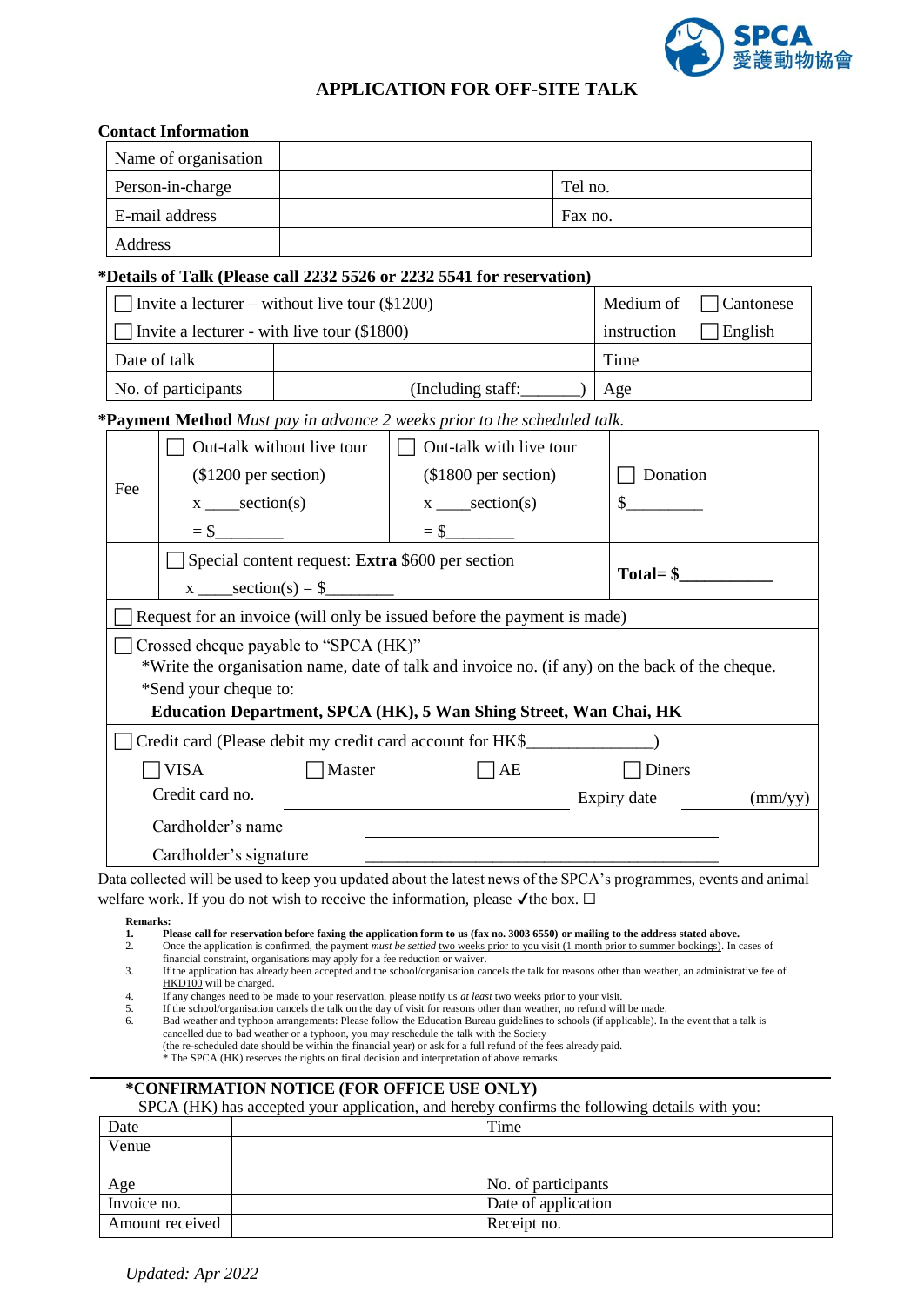SPCA 愛護動物協會

# APPLICATION FOR OFF-SITE TALK

**Contact Information**

| Name of organisation | | | |
|---|---|---|---|
| Person-in-charge | | Tel no. | |
| E-mail address | | Fax no. | |
| Address | | | |

**\*Details of Talk (Please call 2232 5526 or 2232 5541 for reservation)**

| ☐ Invite a lecturer – without live tour ($1200) | | Medium of instruction | ☐ Cantonese |
|---|---|---|---|
| ☐ Invite a lecturer - with live tour ($1800) | | | ☐ English |
| Date of talk | | Time | |
| No. of participants | (Including staff:_______) | Age | |

**\*Payment Method** *Must pay in advance 2 weeks prior to the scheduled talk.*

| Fee | ☐ Out-talk without live tour ($1200 per section) x ____section(s) = $________ | ☐ Out-talk with live tour ($1800 per section) x ____section(s) = $________ | ☐ Donation $_________ |
|---|---|---|---|
| | ☐ Special content request: **Extra** $600 per section x ____section(s) = $________ | | **Total= $__________** |

☐ Request for an invoice (will only be issued before the payment is made)

☐ Crossed cheque payable to "SPCA (HK)"
\*Write the organisation name, date of talk and invoice no. (if any) on the back of the cheque.
\*Send your cheque to:
**Education Department, SPCA (HK), 5 Wan Shing Street, Wan Chai, HK**

☐ Credit card (Please debit my credit card account for HK$_______________)

☐ VISA ☐ Master ☐ AE ☐ Diners

Credit card no. ____________________ Expiry date ________ (mm/yy)

Cardholder's name ____________________

Cardholder's signature ____________________

Data collected will be used to keep you updated about the latest news of the SPCA's programmes, events and animal welfare work. If you do not wish to receive the information, please ✓the box. ☐

**Remarks:**

1. **Please call for reservation before faxing the application form to us (fax no. 3003 6550) or mailing to the address stated above.**
2. Once the application is confirmed, the payment *must be settled* two weeks prior to you visit (1 month prior to summer bookings). In cases of financial constraint, organisations may apply for a fee reduction or waiver.
3. If the application has already been accepted and the school/organisation cancels the talk for reasons other than weather, an administrative fee of HKD100 will be charged.
4. If any changes need to be made to your reservation, please notify us *at least* two weeks prior to your visit.
5. If the school/organisation cancels the talk on the day of visit for reasons other than weather, no refund will be made.
6. Bad weather and typhoon arrangements: Please follow the Education Bureau guidelines to schools (if applicable). In the event that a talk is cancelled due to bad weather or a typhoon, you may reschedule the talk with the Society (the re-scheduled date should be within the financial year) or ask for a full refund of the fees already paid.
   \* The SPCA (HK) reserves the rights on final decision and interpretation of above remarks.

## \*CONFIRMATION NOTICE (FOR OFFICE USE ONLY)

SPCA (HK) has accepted your application, and hereby confirms the following details with you:

| Date | | Time | |
|---|---|---|---|
| Venue | | | |
| Age | | No. of participants | |
| Invoice no. | | Date of application | |
| Amount received | | Receipt no. | |

*Updated: Apr 2022*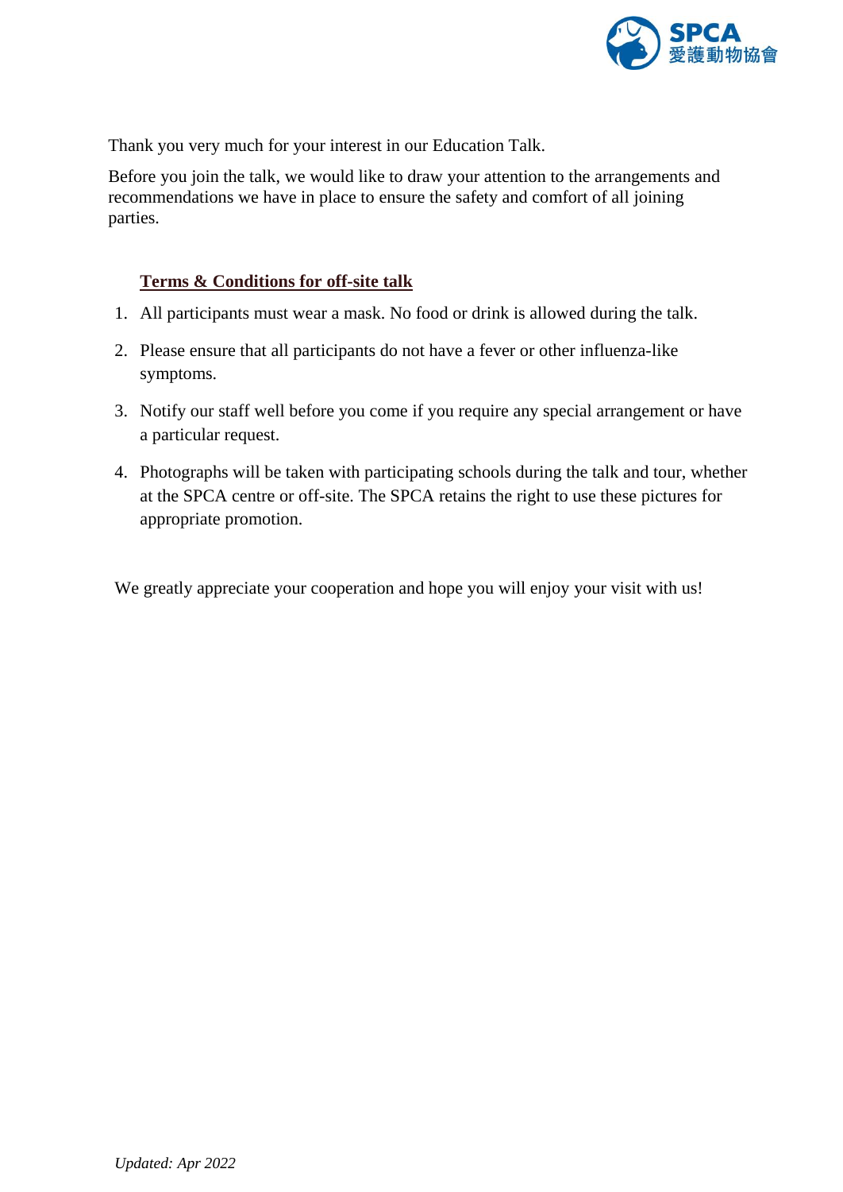Thank you very much for your interest in our Education Talk.

Before you join the talk, we would like to draw your attention to the arrangements and recommendations we have in place to ensure the safety and comfort of all joining parties.

**Terms & Conditions for off-site talk**

1. All participants must wear a mask. No food or drink is allowed during the talk.
2. Please ensure that all participants do not have a fever or other influenza-like symptoms.
3. Notify our staff well before you come if you require any special arrangement or have a particular request.
4. Photographs will be taken with participating schools during the talk and tour, whether at the SPCA centre or off-site. The SPCA retains the right to use these pictures for appropriate promotion.

We greatly appreciate your cooperation and hope you will enjoy your visit with us!

*Updated: Apr 2022*